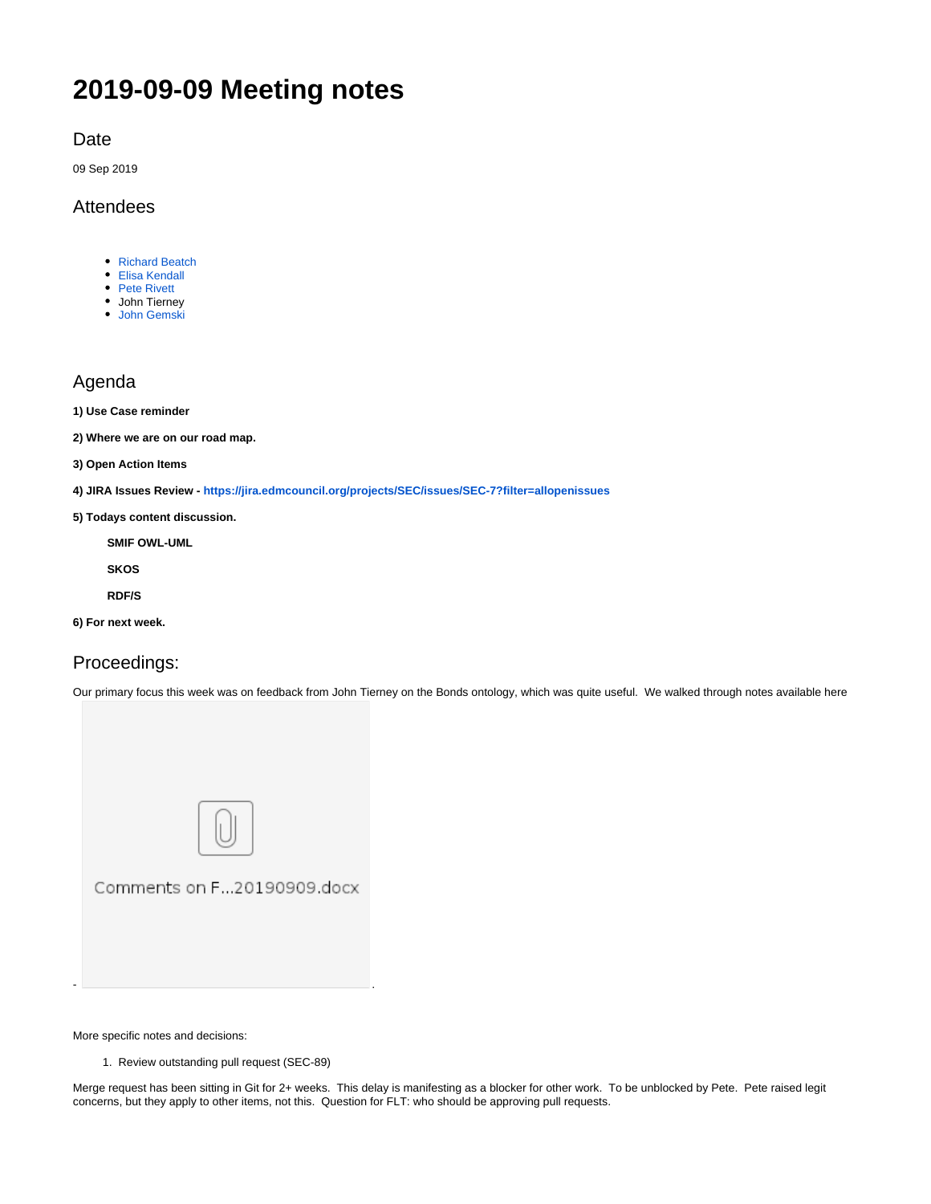# 2019-09-09 Meeting notes

## Date

09 Sep 2019

## Attendees

- Richard Beatch
- Elisa Kendall
- Pete Rivett
- John Tierney
- John Gemski

## Agenda

**1) Use Case reminder**

**2) Where we are on our road map.**

**3) Open Action Items**

**4) JIRA Issues Review - https://jira.edmcouncil.org/projects/SEC/issues/SEC-7?filter=allopenissues**

**5) Todays content discussion.**

**SMIF OWL-UML**

**SKOS**

**RDF/S**

**6) For next week.**

## Proceedings:

Our primary focus this week was on feedback from John Tierney on the Bonds ontology, which was quite useful. We walked through notes available here

- Comments on F...20190909.docx .

More specific notes and decisions:

1. Review outstanding pull request (SEC-89)

Merge request has been sitting in Git for 2+ weeks. This delay is manifesting as a blocker for other work. To be unblocked by Pete. Pete raised legit concerns, but they apply to other items, not this. Question for FLT: who should be approving pull requests.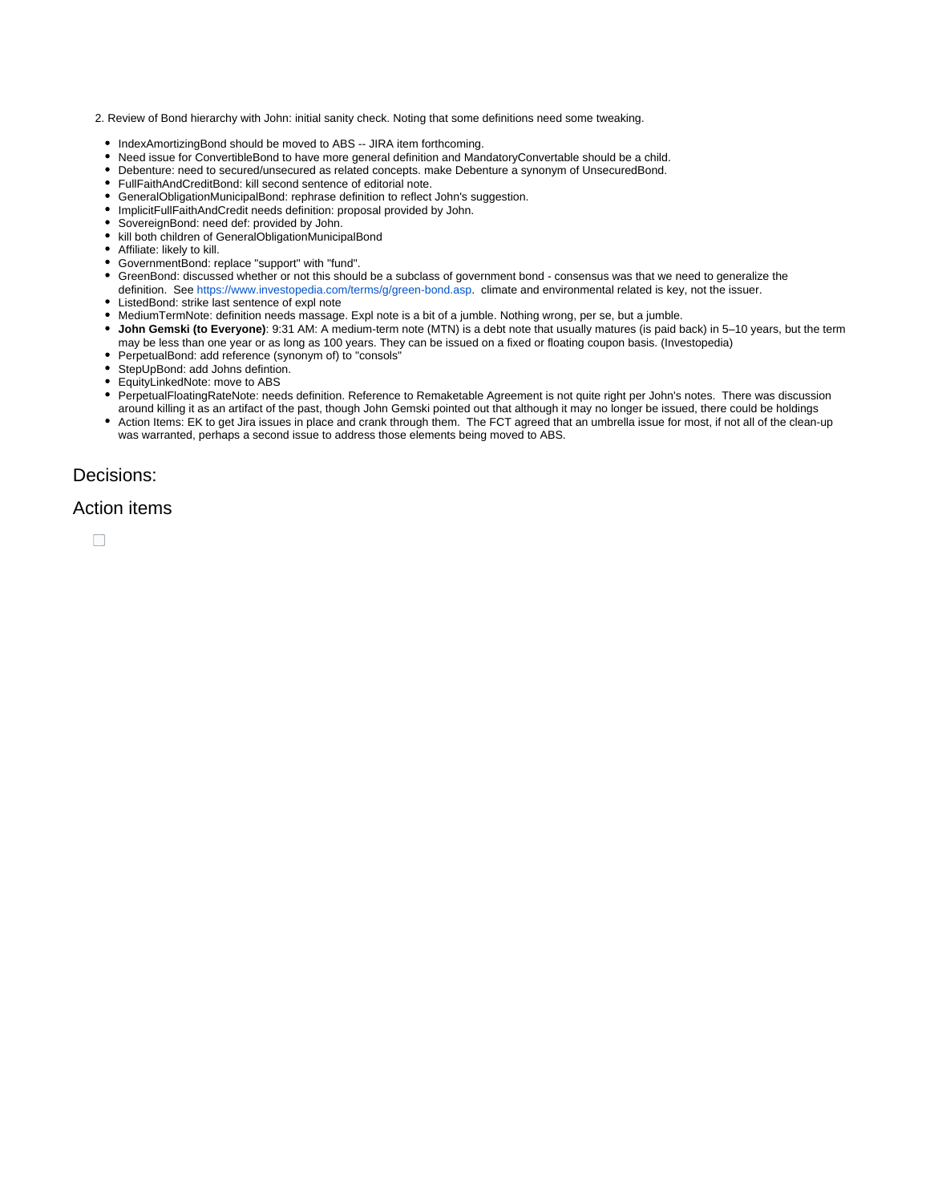2. Review of Bond hierarchy with John: initial sanity check. Noting that some definitions need some tweaking.

- IndexAmortizingBond should be moved to ABS -- JIRA item forthcoming.
- Need issue for ConvertibleBond to have more general definition and MandatoryConvertable should be a child.
- Debenture: need to secured/unsecured as related concepts. make Debenture a synonym of UnsecuredBond.
- FullFaithAndCreditBond: kill second sentence of editorial note.
- GeneralObligationMunicipalBond: rephrase definition to reflect John's suggestion.
- ImplicitFullFaithAndCredit needs definition: proposal provided by John.
- SovereignBond: need def: provided by John.
- kill both children of GeneralObligationMunicipalBond
- Affiliate: likely to kill.
- GovernmentBond: replace "support" with "fund".
- GreenBond: discussed whether or not this should be a subclass of government bond - consensus was that we need to generalize the definition. See https://www.investopedia.com/terms/g/green-bond.asp. climate and environmental related is key, not the issuer.
- ListedBond: strike last sentence of expl note
- MediumTermNote: definition needs massage. Expl note is a bit of a jumble. Nothing wrong, per se, but a jumble.
- **John Gemski (to Everyone)**: 9:31 AM: A medium-term note (MTN) is a debt note that usually matures (is paid back) in 5–10 years, but the term may be less than one year or as long as 100 years. They can be issued on a fixed or floating coupon basis. (Investopedia)
- PerpetualBond: add reference (synonym of) to "consols"
- StepUpBond: add Johns defintion.
- EquityLinkedNote: move to ABS
- PerpetualFloatingRateNote: needs definition. Reference to Remaketable Agreement is not quite right per John's notes. There was discussion around killing it as an artifact of the past, though John Gemski pointed out that although it may no longer be issued, there could be holdings
- Action Items: EK to get Jira issues in place and crank through them. The FCT agreed that an umbrella issue for most, if not all of the clean-up was warranted, perhaps a second issue to address those elements being moved to ABS.

## Decisions:

## Action items

- [ ]